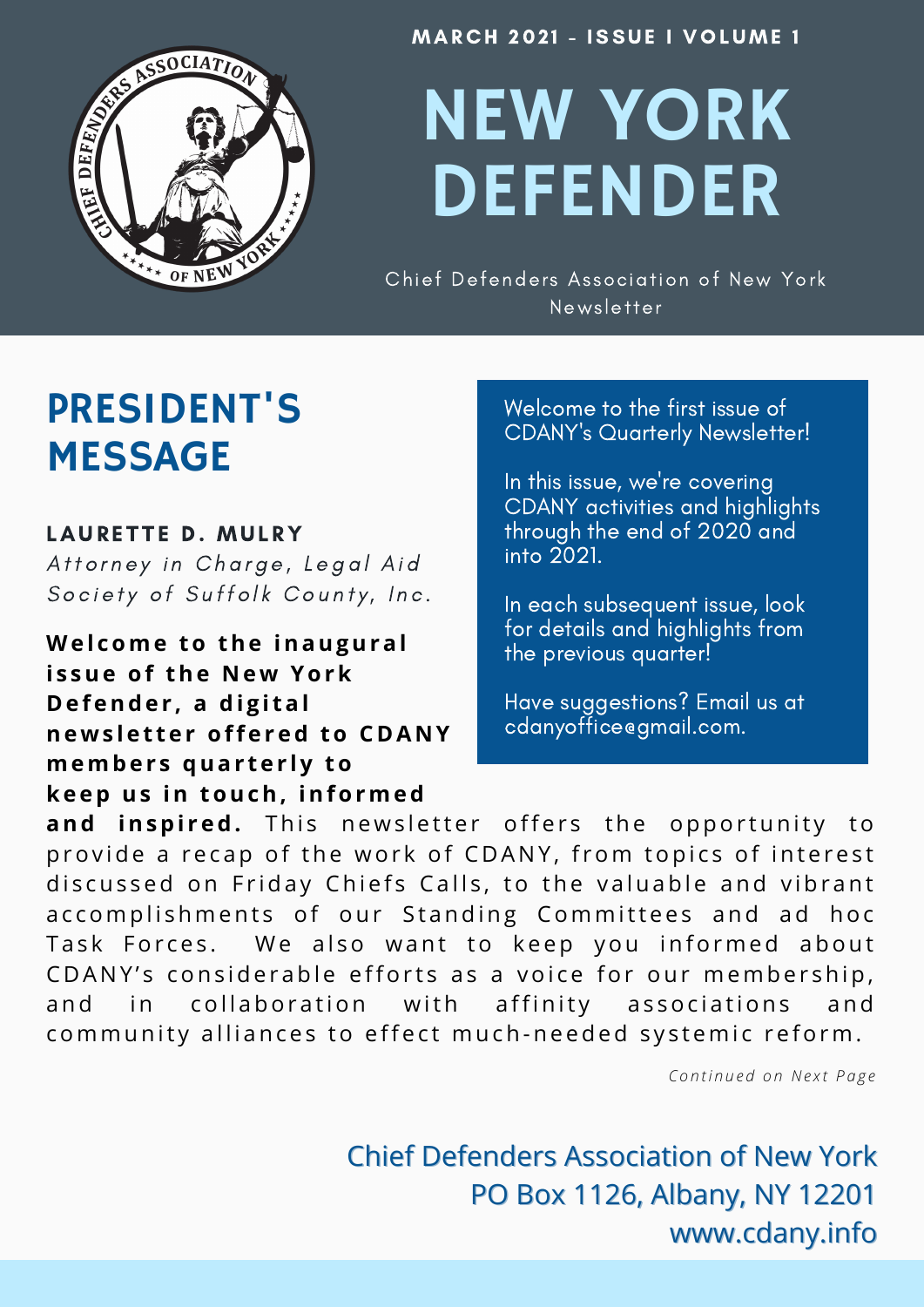MARCH 2021 - ISSUE I VOLUME 1

# NEW YORK DEFENDER

Chief Defenders Association of New York Newsletter

## PRESIDENT'S MESSAGE

**LAURETTE D. MULRY**

*Attorney in Charge, Legal Aid Society of Suffolk County, Inc.*

**Welcome to the inaugural issue of the New York Defender, a digital newsletter offered to CDANY members quarterly to keep us in touch, informed and inspired.** This newsletter offers the opportunity to provide a recap of the work of CDANY, from topics of interest discussed on Friday Chiefs Calls, to the valuable and vibrant accomplishments of our Standing Committees and ad hoc Task Forces. We also want to keep you informed about CDANY's considerable efforts as a voice for our membership, and in collaboration with affinity associations and community alliances to effect much-needed systemic reform.

*Continued on Next Page*

Welcome to the first issue of CDANY's Quarterly Newsletter!

In this issue, we're covering CDANY activities and highlights through the end of 2020 and into 2021.

In each subsequent issue, look for details and highlights from the previous quarter!

Have suggestions? Email us at cdanyoffice@gmail.com.

Chief Defenders Association of New York
PO Box 1126, Albany, NY 12201
www.cdany.info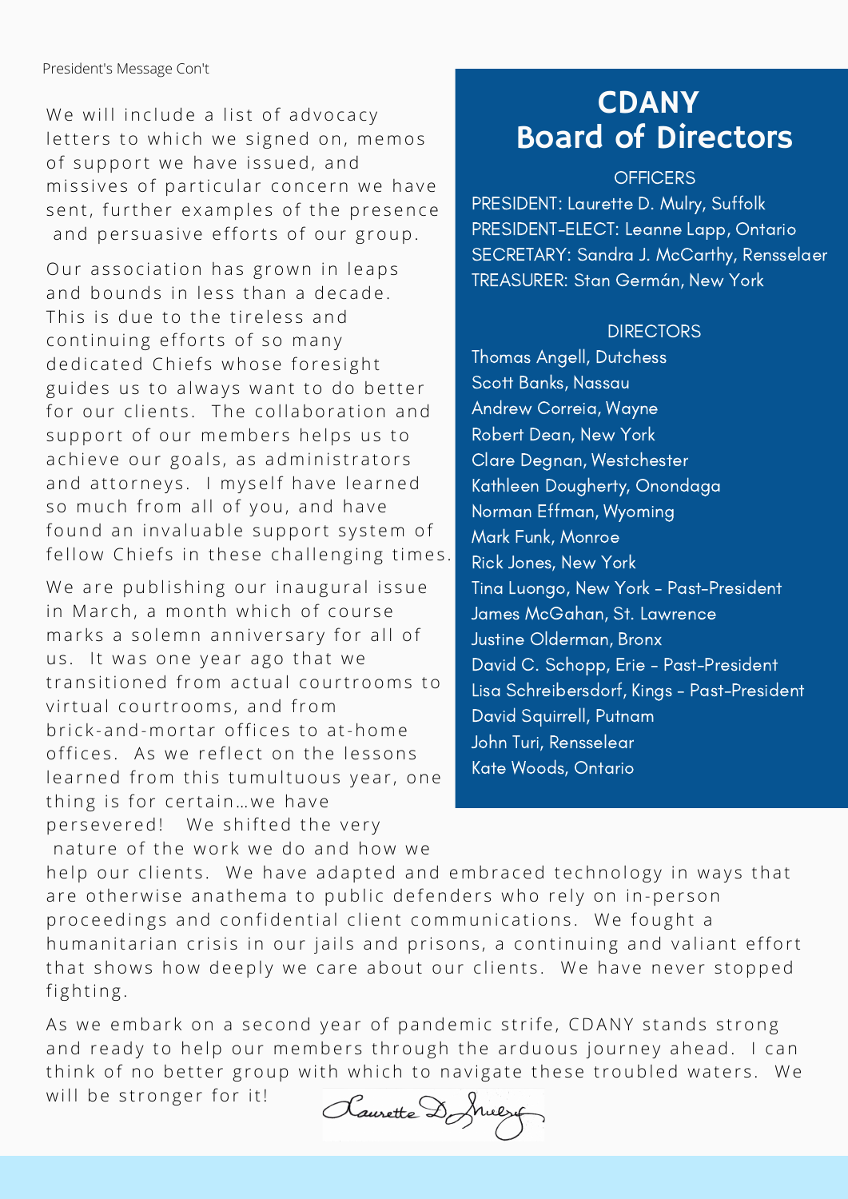President's Message Con't

We will include a list of advocacy letters to which we signed on, memos of support we have issued, and missives of particular concern we have sent, further examples of the presence and persuasive efforts of our group.

Our association has grown in leaps and bounds in less than a decade. This is due to the tireless and continuing efforts of so many dedicated Chiefs whose foresight guides us to always want to do better for our clients. The collaboration and support of our members helps us to achieve our goals, as administrators and attorneys. I myself have learned so much from all of you, and have found an invaluable support system of fellow Chiefs in these challenging times.

We are publishing our inaugural issue in March, a month which of course marks a solemn anniversary for all of us. It was one year ago that we transitioned from actual courtrooms to virtual courtrooms, and from brick-and-mortar offices to at-home offices. As we reflect on the lessons learned from this tumultuous year, one thing is for certain…we have persevered! We shifted the very nature of the work we do and how we help our clients. We have adapted and embraced technology in ways that are otherwise anathema to public defenders who rely on in-person proceedings and confidential client communications. We fought a humanitarian crisis in our jails and prisons, a continuing and valiant effort that shows how deeply we care about our clients. We have never stopped fighting.

As we embark on a second year of pandemic strife, CDANY stands strong and ready to help our members through the arduous journey ahead. I can think of no better group with which to navigate these troubled waters. We will be stronger for it!

Laurette D. Mulry

## CDANY Board of Directors

### OFFICERS

PRESIDENT: Laurette D. Mulry, Suffolk
PRESIDENT-ELECT: Leanne Lapp, Ontario
SECRETARY: Sandra J. McCarthy, Rensselaer
TREASURER: Stan Germán, New York

### DIRECTORS

Thomas Angell, Dutchess
Scott Banks, Nassau
Andrew Correia, Wayne
Robert Dean, New York
Clare Degnan, Westchester
Kathleen Dougherty, Onondaga
Norman Effman, Wyoming
Mark Funk, Monroe
Rick Jones, New York
Tina Luongo, New York - Past-President
James McGahan, St. Lawrence
Justine Olderman, Bronx
David C. Schopp, Erie - Past-President
Lisa Schreibersdorf, Kings - Past-President
David Squirrell, Putnam
John Turi, Rensselear
Kate Woods, Ontario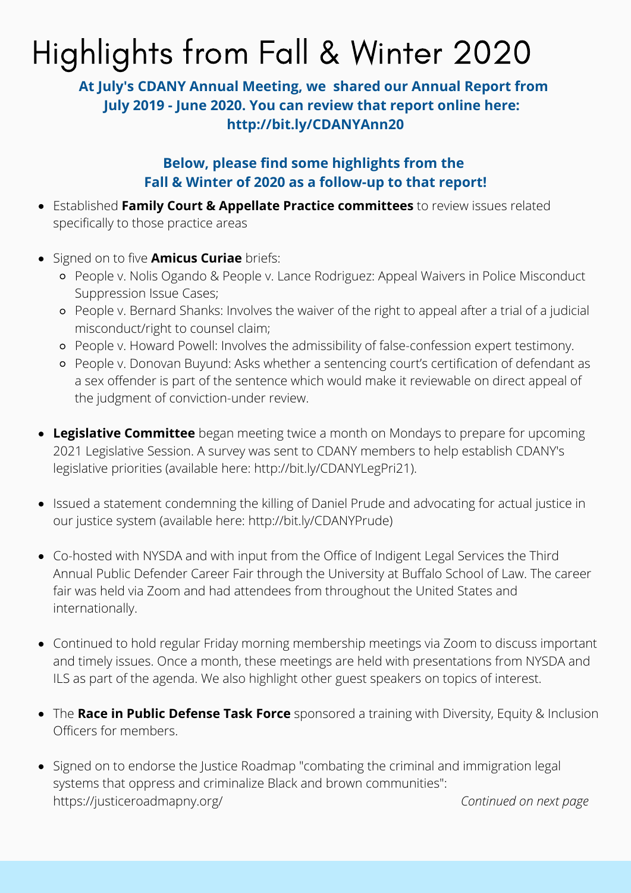# Highlights from Fall & Winter 2020

**At July's CDANY Annual Meeting, we shared our Annual Report from July 2019 - June 2020. You can review that report online here: http://bit.ly/CDANYAnn20**

**Below, please find some highlights from the Fall & Winter of 2020 as a follow-up to that report!**

- Established **Family Court & Appellate Practice committees** to review issues related specifically to those practice areas
- Signed on to five **Amicus Curiae** briefs:
  - People v. Nolis Ogando & People v. Lance Rodriguez: Appeal Waivers in Police Misconduct Suppression Issue Cases;
  - People v. Bernard Shanks: Involves the waiver of the right to appeal after a trial of a judicial misconduct/right to counsel claim;
  - People v. Howard Powell: Involves the admissibility of false-confession expert testimony.
  - People v. Donovan Buyund: Asks whether a sentencing court's certification of defendant as a sex offender is part of the sentence which would make it reviewable on direct appeal of the judgment of conviction-under review.
- **Legislative Committee** began meeting twice a month on Mondays to prepare for upcoming 2021 Legislative Session. A survey was sent to CDANY members to help establish CDANY's legislative priorities (available here: http://bit.ly/CDANYLegPri21).
- Issued a statement condemning the killing of Daniel Prude and advocating for actual justice in our justice system (available here: http://bit.ly/CDANYPrude)
- Co-hosted with NYSDA and with input from the Office of Indigent Legal Services the Third Annual Public Defender Career Fair through the University at Buffalo School of Law. The career fair was held via Zoom and had attendees from throughout the United States and internationally.
- Continued to hold regular Friday morning membership meetings via Zoom to discuss important and timely issues. Once a month, these meetings are held with presentations from NYSDA and ILS as part of the agenda. We also highlight other guest speakers on topics of interest.
- The **Race in Public Defense Task Force** sponsored a training with Diversity, Equity & Inclusion Officers for members.
- Signed on to endorse the Justice Roadmap "combating the criminal and immigration legal systems that oppress and criminalize Black and brown communities": https://justiceroadmapny.org/

*Continued on next page*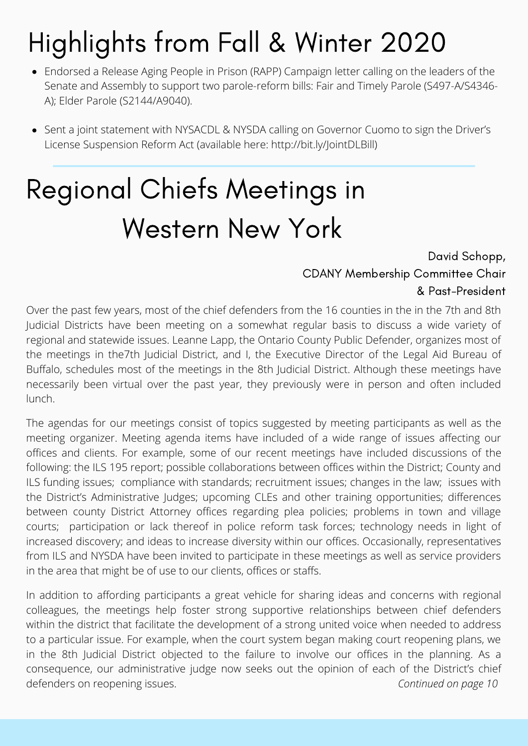# Highlights from Fall & Winter 2020

- Endorsed a Release Aging People in Prison (RAPP) Campaign letter calling on the leaders of the Senate and Assembly to support two parole-reform bills: Fair and Timely Parole (S497-A/S4346-A); Elder Parole (S2144/A9040).
- Sent a joint statement with NYSACDL & NYSDA calling on Governor Cuomo to sign the Driver's License Suspension Reform Act (available here: http://bit.ly/JointDLBill)

---

# Regional Chiefs Meetings in Western New York

David Schopp,
CDANY Membership Committee Chair
& Past-President

Over the past few years, most of the chief defenders from the 16 counties in the in the 7th and 8th Judicial Districts have been meeting on a somewhat regular basis to discuss a wide variety of regional and statewide issues. Leanne Lapp, the Ontario County Public Defender, organizes most of the meetings in the7th Judicial District, and I, the Executive Director of the Legal Aid Bureau of Buffalo, schedules most of the meetings in the 8th Judicial District. Although these meetings have necessarily been virtual over the past year, they previously were in person and often included lunch.

The agendas for our meetings consist of topics suggested by meeting participants as well as the meeting organizer. Meeting agenda items have included of a wide range of issues affecting our offices and clients. For example, some of our recent meetings have included discussions of the following: the ILS 195 report; possible collaborations between offices within the District; County and ILS funding issues; compliance with standards; recruitment issues; changes in the law; issues with the District's Administrative Judges; upcoming CLEs and other training opportunities; differences between county District Attorney offices regarding plea policies; problems in town and village courts; participation or lack thereof in police reform task forces; technology needs in light of increased discovery; and ideas to increase diversity within our offices. Occasionally, representatives from ILS and NYSDA have been invited to participate in these meetings as well as service providers in the area that might be of use to our clients, offices or staffs.

In addition to affording participants a great vehicle for sharing ideas and concerns with regional colleagues, the meetings help foster strong supportive relationships between chief defenders within the district that facilitate the development of a strong united voice when needed to address to a particular issue. For example, when the court system began making court reopening plans, we in the 8th Judicial District objected to the failure to involve our offices in the planning. As a consequence, our administrative judge now seeks out the opinion of each of the District's chief defenders on reopening issues.

*Continued on page 10*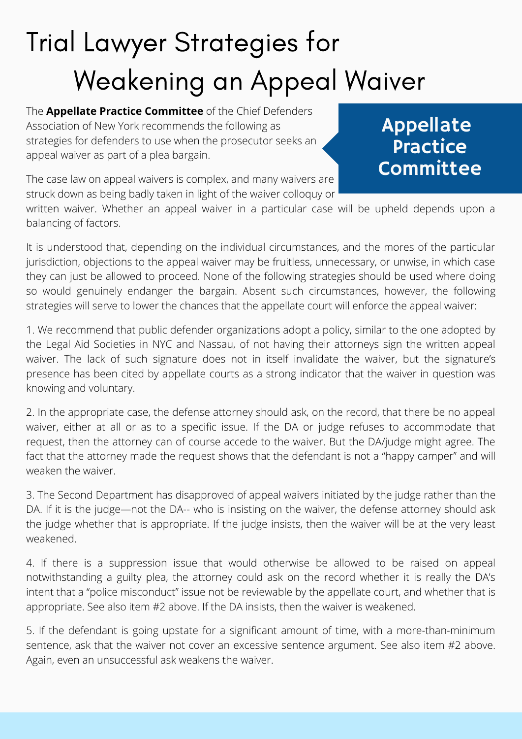# Trial Lawyer Strategies for Weakening an Appeal Waiver

**Appellate Practice Committee**

The **Appellate Practice Committee** of the Chief Defenders Association of New York recommends the following as strategies for defenders to use when the prosecutor seeks an appeal waiver as part of a plea bargain.

The case law on appeal waivers is complex, and many waivers are struck down as being badly taken in light of the waiver colloquy or written waiver. Whether an appeal waiver in a particular case will be upheld depends upon a balancing of factors.

It is understood that, depending on the individual circumstances, and the mores of the particular jurisdiction, objections to the appeal waiver may be fruitless, unnecessary, or unwise, in which case they can just be allowed to proceed. None of the following strategies should be used where doing so would genuinely endanger the bargain. Absent such circumstances, however, the following strategies will serve to lower the chances that the appellate court will enforce the appeal waiver:

1. We recommend that public defender organizations adopt a policy, similar to the one adopted by the Legal Aid Societies in NYC and Nassau, of not having their attorneys sign the written appeal waiver. The lack of such signature does not in itself invalidate the waiver, but the signature's presence has been cited by appellate courts as a strong indicator that the waiver in question was knowing and voluntary.

2. In the appropriate case, the defense attorney should ask, on the record, that there be no appeal waiver, either at all or as to a specific issue. If the DA or judge refuses to accommodate that request, then the attorney can of course accede to the waiver. But the DA/judge might agree. The fact that the attorney made the request shows that the defendant is not a "happy camper" and will weaken the waiver.

3. The Second Department has disapproved of appeal waivers initiated by the judge rather than the DA. If it is the judge—not the DA-- who is insisting on the waiver, the defense attorney should ask the judge whether that is appropriate. If the judge insists, then the waiver will be at the very least weakened.

4. If there is a suppression issue that would otherwise be allowed to be raised on appeal notwithstanding a guilty plea, the attorney could ask on the record whether it is really the DA's intent that a "police misconduct" issue not be reviewable by the appellate court, and whether that is appropriate. See also item #2 above. If the DA insists, then the waiver is weakened.

5. If the defendant is going upstate for a significant amount of time, with a more-than-minimum sentence, ask that the waiver not cover an excessive sentence argument. See also item #2 above. Again, even an unsuccessful ask weakens the waiver.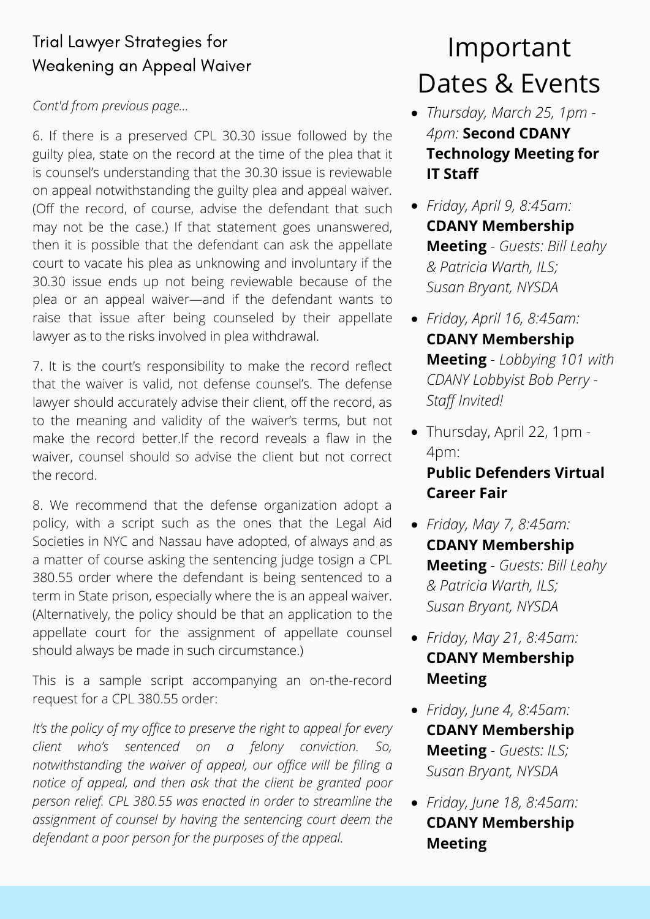## Trial Lawyer Strategies for Weakening an Appeal Waiver

*Cont'd from previous page...*

6. If there is a preserved CPL 30.30 issue followed by the guilty plea, state on the record at the time of the plea that it is counsel's understanding that the 30.30 issue is reviewable on appeal notwithstanding the guilty plea and appeal waiver. (Off the record, of course, advise the defendant that such may not be the case.) If that statement goes unanswered, then it is possible that the defendant can ask the appellate court to vacate his plea as unknowing and involuntary if the 30.30 issue ends up not being reviewable because of the plea or an appeal waiver—and if the defendant wants to raise that issue after being counseled by their appellate lawyer as to the risks involved in plea withdrawal.

7. It is the court's responsibility to make the record reflect that the waiver is valid, not defense counsel's. The defense lawyer should accurately advise their client, off the record, as to the meaning and validity of the waiver's terms, but not make the record better.If the record reveals a flaw in the waiver, counsel should so advise the client but not correct the record.

8. We recommend that the defense organization adopt a policy, with a script such as the ones that the Legal Aid Societies in NYC and Nassau have adopted, of always and as a matter of course asking the sentencing judge tosign a CPL 380.55 order where the defendant is being sentenced to a term in State prison, especially where the is an appeal waiver. (Alternatively, the policy should be that an application to the appellate court for the assignment of appellate counsel should always be made in such circumstance.)

This is a sample script accompanying an on-the-record request for a CPL 380.55 order:

*It's the policy of my office to preserve the right to appeal for every client who's sentenced on a felony conviction. So, notwithstanding the waiver of appeal, our office will be filing a notice of appeal, and then ask that the client be granted poor person relief. CPL 380.55 was enacted in order to streamline the assignment of counsel by having the sentencing court deem the defendant a poor person for the purposes of the appeal.*

# Important Dates & Events

- *Thursday, March 25, 1pm - 4pm:* **Second CDANY Technology Meeting for IT Staff**
- *Friday, April 9, 8:45am:* **CDANY Membership Meeting** - *Guests: Bill Leahy & Patricia Warth, ILS; Susan Bryant, NYSDA*
- *Friday, April 16, 8:45am:* **CDANY Membership Meeting** - *Lobbying 101 with CDANY Lobbyist Bob Perry - Staff Invited!*
- Thursday, April 22, 1pm - 4pm: **Public Defenders Virtual Career Fair**
- *Friday, May 7, 8:45am:* **CDANY Membership Meeting** - *Guests: Bill Leahy & Patricia Warth, ILS; Susan Bryant, NYSDA*
- *Friday, May 21, 8:45am:* **CDANY Membership Meeting**
- *Friday, June 4, 8:45am:* **CDANY Membership Meeting** - *Guests: ILS; Susan Bryant, NYSDA*
- *Friday, June 18, 8:45am:* **CDANY Membership Meeting**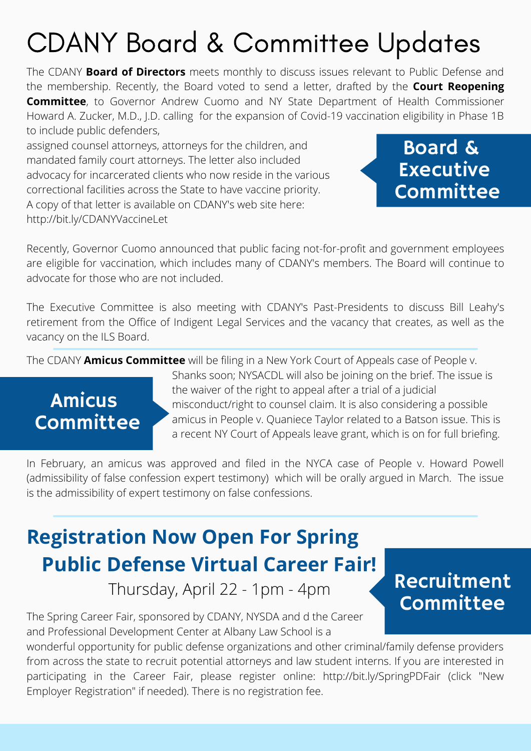# CDANY Board & Committee Updates

## Board & Executive Committee

The CDANY **Board of Directors** meets monthly to discuss issues relevant to Public Defense and the membership. Recently, the Board voted to send a letter, drafted by the **Court Reopening Committee**, to Governor Andrew Cuomo and NY State Department of Health Commissioner Howard A. Zucker, M.D., J.D. calling for the expansion of Covid-19 vaccination eligibility in Phase 1B to include public defenders, assigned counsel attorneys, attorneys for the children, and mandated family court attorneys. The letter also included advocacy for incarcerated clients who now reside in the various correctional facilities across the State to have vaccine priority. A copy of that letter is available on CDANY's web site here: http://bit.ly/CDANYVaccineLet

Recently, Governor Cuomo announced that public facing not-for-profit and government employees are eligible for vaccination, which includes many of CDANY's members. The Board will continue to advocate for those who are not included.

The Executive Committee is also meeting with CDANY's Past-Presidents to discuss Bill Leahy's retirement from the Office of Indigent Legal Services and the vacancy that creates, as well as the vacancy on the ILS Board.

## Amicus Committee

The CDANY **Amicus Committee** will be filing in a New York Court of Appeals case of People v. Shanks soon; NYSACDL will also be joining on the brief. The issue is the waiver of the right to appeal after a trial of a judicial misconduct/right to counsel claim. It is also considering a possible amicus in People v. Quaniece Taylor related to a Batson issue. This is a recent NY Court of Appeals leave grant, which is on for full briefing.

In February, an amicus was approved and filed in the NYCA case of People v. Howard Powell (admissibility of false confession expert testimony) which will be orally argued in March. The issue is the admissibility of expert testimony on false confessions.

## Recruitment Committee

## Registration Now Open For Spring Public Defense Virtual Career Fair!

Thursday, April 22 - 1pm - 4pm

The Spring Career Fair, sponsored by CDANY, NYSDA and d the Career and Professional Development Center at Albany Law School is a wonderful opportunity for public defense organizations and other criminal/family defense providers from across the state to recruit potential attorneys and law student interns. If you are interested in participating in the Career Fair, please register online: http://bit.ly/SpringPDFair (click "New Employer Registration" if needed). There is no registration fee.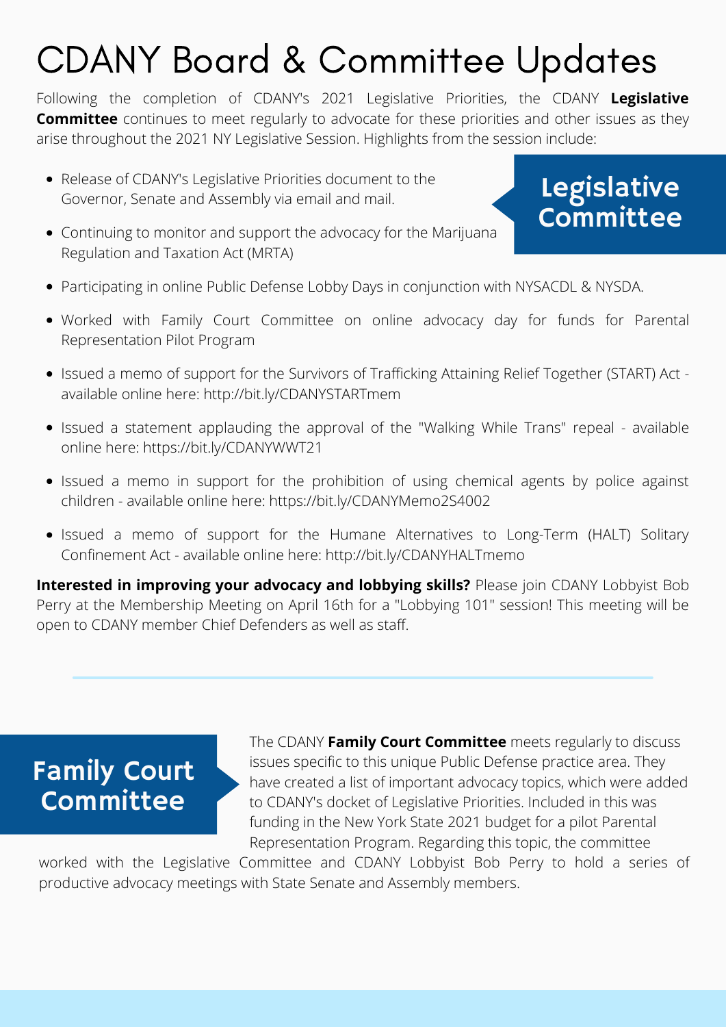# CDANY Board & Committee Updates

## Legislative Committee

Following the completion of CDANY's 2021 Legislative Priorities, the CDANY **Legislative Committee** continues to meet regularly to advocate for these priorities and other issues as they arise throughout the 2021 NY Legislative Session. Highlights from the session include:

- Release of CDANY's Legislative Priorities document to the Governor, Senate and Assembly via email and mail.
- Continuing to monitor and support the advocacy for the Marijuana Regulation and Taxation Act (MRTA)
- Participating in online Public Defense Lobby Days in conjunction with NYSACDL & NYSDA.
- Worked with Family Court Committee on online advocacy day for funds for Parental Representation Pilot Program
- Issued a memo of support for the Survivors of Trafficking Attaining Relief Together (START) Act - available online here: http://bit.ly/CDANYSTARTmem
- Issued a statement applauding the approval of the "Walking While Trans" repeal - available online here: https://bit.ly/CDANYWWT21
- Issued a memo in support for the prohibition of using chemical agents by police against children - available online here: https://bit.ly/CDANYMemo2S4002
- Issued a memo of support for the Humane Alternatives to Long-Term (HALT) Solitary Confinement Act - available online here: http://bit.ly/CDANYHALTmemo

**Interested in improving your advocacy and lobbying skills?** Please join CDANY Lobbyist Bob Perry at the Membership Meeting on April 16th for a "Lobbying 101" session! This meeting will be open to CDANY member Chief Defenders as well as staff.

## Family Court Committee

The CDANY **Family Court Committee** meets regularly to discuss issues specific to this unique Public Defense practice area. They have created a list of important advocacy topics, which were added to CDANY's docket of Legislative Priorities. Included in this was funding in the New York State 2021 budget for a pilot Parental Representation Program. Regarding this topic, the committee worked with the Legislative Committee and CDANY Lobbyist Bob Perry to hold a series of productive advocacy meetings with State Senate and Assembly members.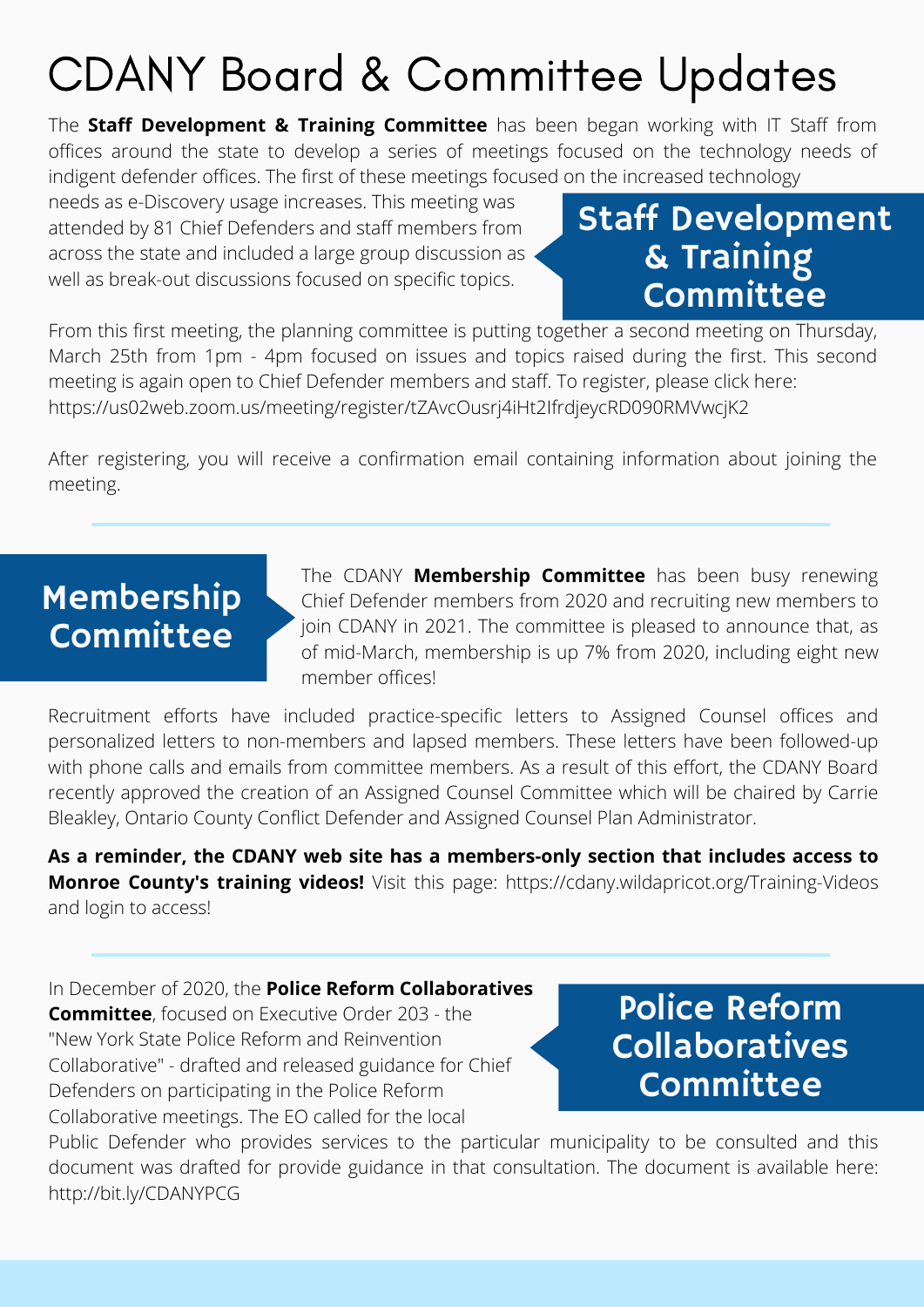# CDANY Board & Committee Updates

## Staff Development & Training Committee

The **Staff Development & Training Committee** has been began working with IT Staff from offices around the state to develop a series of meetings focused on the technology needs of indigent defender offices. The first of these meetings focused on the increased technology needs as e-Discovery usage increases. This meeting was attended by 81 Chief Defenders and staff members from across the state and included a large group discussion as well as break-out discussions focused on specific topics.

From this first meeting, the planning committee is putting together a second meeting on Thursday, March 25th from 1pm - 4pm focused on issues and topics raised during the first. This second meeting is again open to Chief Defender members and staff. To register, please click here: https://us02web.zoom.us/meeting/register/tZAvcOusrj4iHt2IfrdjeycRD090RMVwcjK2

After registering, you will receive a confirmation email containing information about joining the meeting.

## Membership Committee

The CDANY **Membership Committee** has been busy renewing Chief Defender members from 2020 and recruiting new members to join CDANY in 2021. The committee is pleased to announce that, as of mid-March, membership is up 7% from 2020, including eight new member offices!

Recruitment efforts have included practice-specific letters to Assigned Counsel offices and personalized letters to non-members and lapsed members. These letters have been followed-up with phone calls and emails from committee members. As a result of this effort, the CDANY Board recently approved the creation of an Assigned Counsel Committee which will be chaired by Carrie Bleakley, Ontario County Conflict Defender and Assigned Counsel Plan Administrator.

**As a reminder, the CDANY web site has a members-only section that includes access to Monroe County's training videos!** Visit this page: https://cdany.wildapricot.org/Training-Videos and login to access!

## Police Reform Collaboratives Committee

In December of 2020, the **Police Reform Collaboratives Committee**, focused on Executive Order 203 - the "New York State Police Reform and Reinvention Collaborative" - drafted and released guidance for Chief Defenders on participating in the Police Reform Collaborative meetings. The EO called for the local Public Defender who provides services to the particular municipality to be consulted and this document was drafted for provide guidance in that consultation. The document is available here: http://bit.ly/CDANYPCG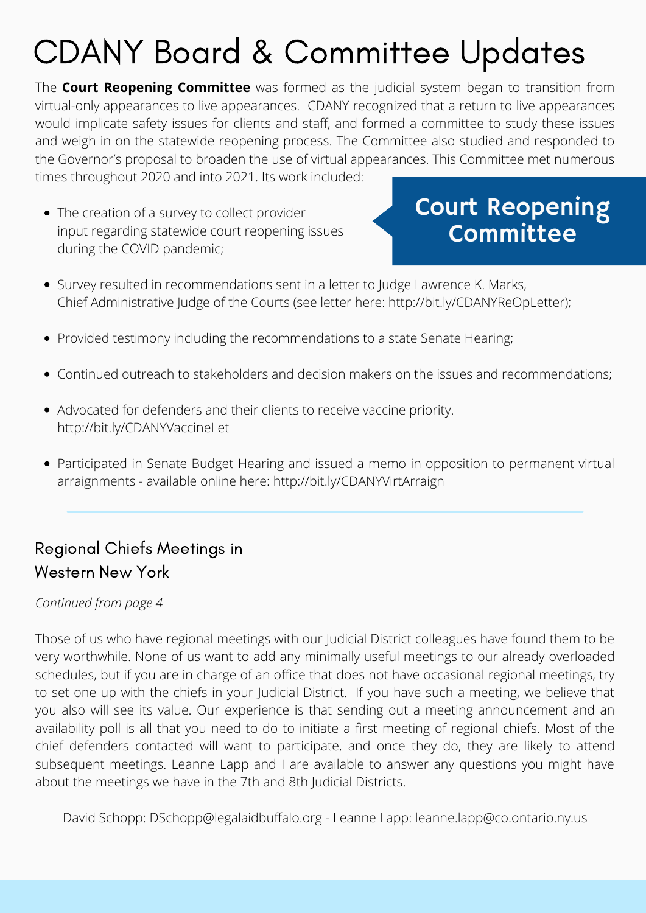# CDANY Board & Committee Updates

## Court Reopening Committee

The **Court Reopening Committee** was formed as the judicial system began to transition from virtual-only appearances to live appearances. CDANY recognized that a return to live appearances would implicate safety issues for clients and staff, and formed a committee to study these issues and weigh in on the statewide reopening process. The Committee also studied and responded to the Governor's proposal to broaden the use of virtual appearances. This Committee met numerous times throughout 2020 and into 2021. Its work included:

- The creation of a survey to collect provider input regarding statewide court reopening issues during the COVID pandemic;
- Survey resulted in recommendations sent in a letter to Judge Lawrence K. Marks, Chief Administrative Judge of the Courts (see letter here: http://bit.ly/CDANYReOpLetter);
- Provided testimony including the recommendations to a state Senate Hearing;
- Continued outreach to stakeholders and decision makers on the issues and recommendations;
- Advocated for defenders and their clients to receive vaccine priority. http://bit.ly/CDANYVaccineLet
- Participated in Senate Budget Hearing and issued a memo in opposition to permanent virtual arraignments - available online here: http://bit.ly/CDANYVirtArraign

## Regional Chiefs Meetings in Western New York

*Continued from page 4*

Those of us who have regional meetings with our Judicial District colleagues have found them to be very worthwhile. None of us want to add any minimally useful meetings to our already overloaded schedules, but if you are in charge of an office that does not have occasional regional meetings, try to set one up with the chiefs in your Judicial District. If you have such a meeting, we believe that you also will see its value. Our experience is that sending out a meeting announcement and an availability poll is all that you need to do to initiate a first meeting of regional chiefs. Most of the chief defenders contacted will want to participate, and once they do, they are likely to attend subsequent meetings. Leanne Lapp and I are available to answer any questions you might have about the meetings we have in the 7th and 8th Judicial Districts.

David Schopp: DSchopp@legalaidbuffalo.org - Leanne Lapp: leanne.lapp@co.ontario.ny.us